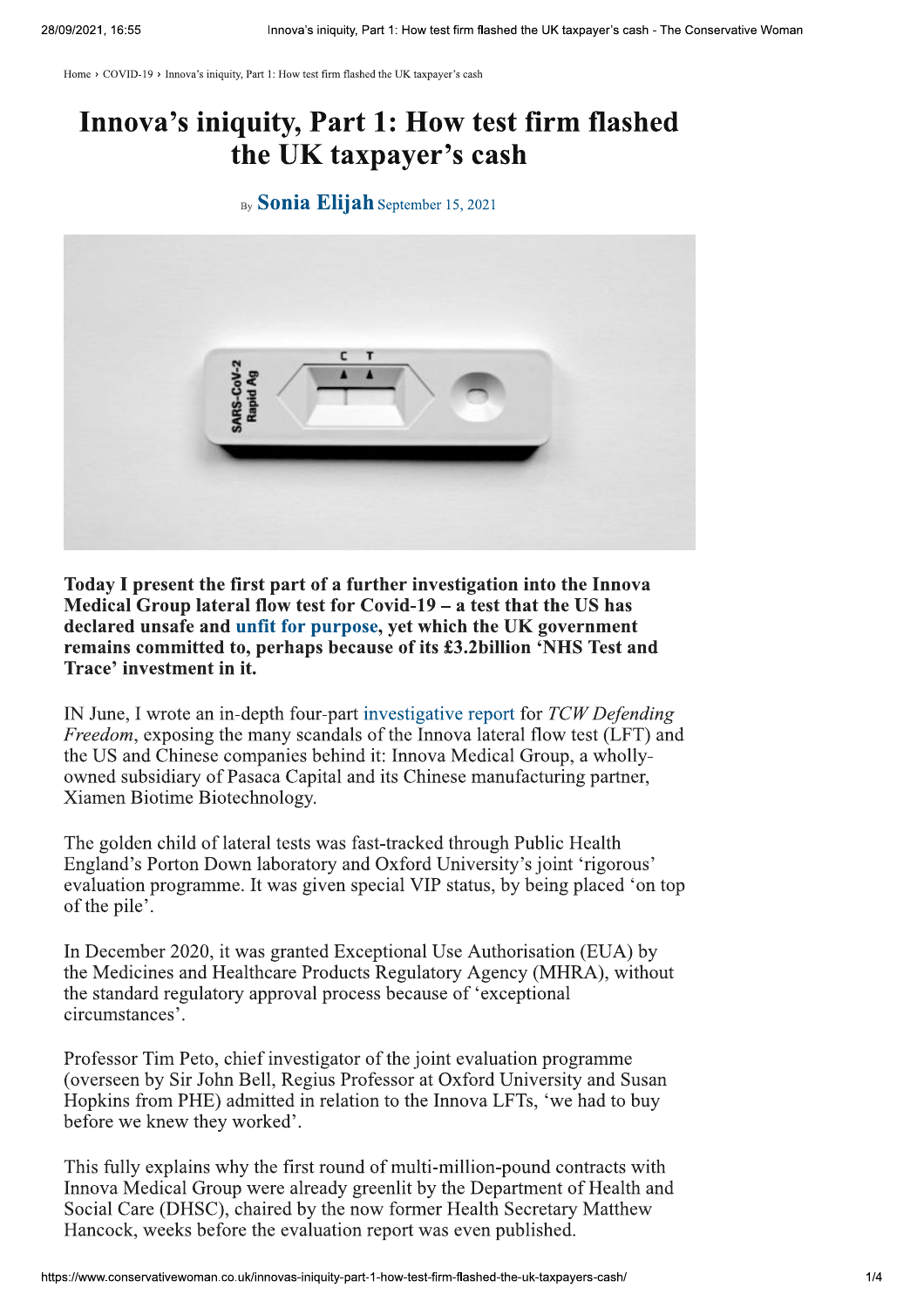Home › COVID-19 › Innova's iniquity, Part 1: How test firm flashed the UK taxpayer's cash

# Innova's iniquity, Part 1: How test firm flashed the UK taxpayer's cash

By **Sonia Elijah** September 15, 2021

**Today I present the first part of a further investigation into the Innova Medical Group lateral flow test for Covid-19 – a test that the US has declared unsafe and unfit for purpose, yet which the UK government remains committed to, perhaps because of its £3.2billion 'NHS Test and Trace' investment in it.**

IN June, I wrote an in-depth four-part investigative report for *TCW Defending Freedom*, exposing the many scandals of the Innova lateral flow test (LFT) and the US and Chinese companies behind it: Innova Medical Group, a wholly-owned subsidiary of Pasaca Capital and its Chinese manufacturing partner, Xiamen Biotime Biotechnology.

The golden child of lateral tests was fast-tracked through Public Health England's Porton Down laboratory and Oxford University's joint 'rigorous' evaluation programme. It was given special VIP status, by being placed 'on top of the pile'.

In December 2020, it was granted Exceptional Use Authorisation (EUA) by the Medicines and Healthcare Products Regulatory Agency (MHRA), without the standard regulatory approval process because of 'exceptional circumstances'.

Professor Tim Peto, chief investigator of the joint evaluation programme (overseen by Sir John Bell, Regius Professor at Oxford University and Susan Hopkins from PHE) admitted in relation to the Innova LFTs, 'we had to buy before we knew they worked'.

This fully explains why the first round of multi-million-pound contracts with Innova Medical Group were already greenlit by the Department of Health and Social Care (DHSC), chaired by the now former Health Secretary Matthew Hancock, weeks before the evaluation report was even published.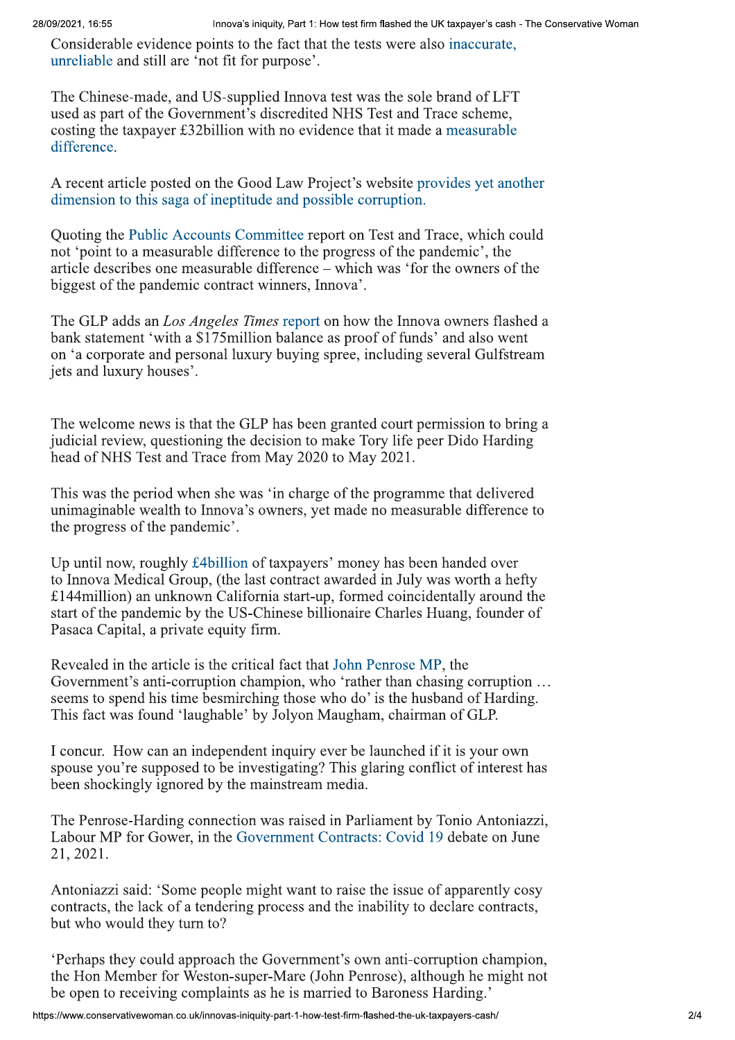Considerable evidence points to the fact that the tests were also inaccurate, unreliable and still are 'not fit for purpose'.

The Chinese-made, and US-supplied Innova test was the sole brand of LFT used as part of the Government's discredited NHS Test and Trace scheme, costing the taxpayer £32billion with no evidence that it made a measurable difference.

A recent article posted on the Good Law Project's website provides yet another dimension to this saga of ineptitude and possible corruption.

Quoting the Public Accounts Committee report on Test and Trace, which could not 'point to a measurable difference to the progress of the pandemic', the article describes one measurable difference – which was 'for the owners of the biggest of the pandemic contract winners, Innova'.

The GLP adds an *Los Angeles Times* report on how the Innova owners flashed a bank statement 'with a $175million balance as proof of funds' and also went on 'a corporate and personal luxury buying spree, including several Gulfstream jets and luxury houses'.

The welcome news is that the GLP has been granted court permission to bring a judicial review, questioning the decision to make Tory life peer Dido Harding head of NHS Test and Trace from May 2020 to May 2021.

This was the period when she was 'in charge of the programme that delivered unimaginable wealth to Innova's owners, yet made no measurable difference to the progress of the pandemic'.

Up until now, roughly £4billion of taxpayers' money has been handed over to Innova Medical Group, (the last contract awarded in July was worth a hefty £144million) an unknown California start-up, formed coincidentally around the start of the pandemic by the US-Chinese billionaire Charles Huang, founder of Pasaca Capital, a private equity firm.

Revealed in the article is the critical fact that John Penrose MP, the Government's anti-corruption champion, who 'rather than chasing corruption … seems to spend his time besmirching those who do' is the husband of Harding. This fact was found 'laughable' by Jolyon Maugham, chairman of GLP.

I concur. How can an independent inquiry ever be launched if it is your own spouse you're supposed to be investigating? This glaring conflict of interest has been shockingly ignored by the mainstream media.

The Penrose-Harding connection was raised in Parliament by Tonio Antoniazzi, Labour MP for Gower, in the Government Contracts: Covid 19 debate on June 21, 2021.

Antoniazzi said: 'Some people might want to raise the issue of apparently cosy contracts, the lack of a tendering process and the inability to declare contracts, but who would they turn to?

'Perhaps they could approach the Government's own anti-corruption champion, the Hon Member for Weston-super-Mare (John Penrose), although he might not be open to receiving complaints as he is married to Baroness Harding.'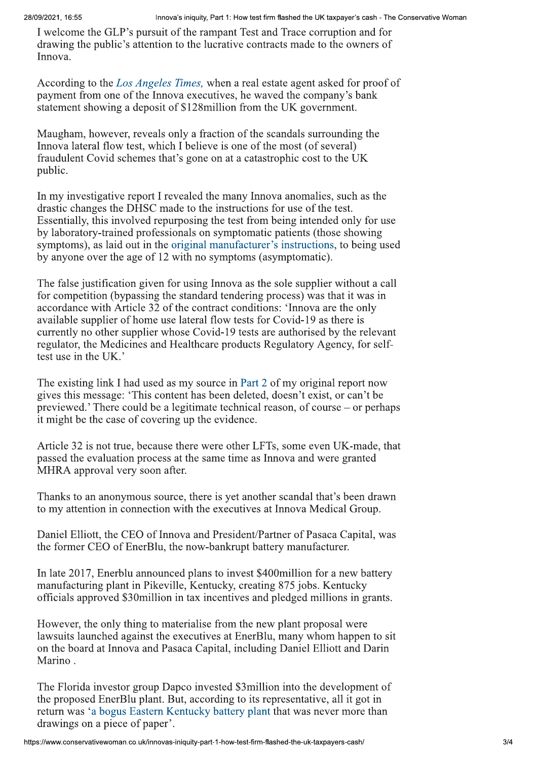I welcome the GLP's pursuit of the rampant Test and Trace corruption and for drawing the public's attention to the lucrative contracts made to the owners of Innova.

According to the *Los Angeles Times,* when a real estate agent asked for proof of payment from one of the Innova executives, he waved the company's bank statement showing a deposit of $128million from the UK government.

Maugham, however, reveals only a fraction of the scandals surrounding the Innova lateral flow test, which I believe is one of the most (of several) fraudulent Covid schemes that's gone on at a catastrophic cost to the UK public.

In my investigative report I revealed the many Innova anomalies, such as the drastic changes the DHSC made to the instructions for use of the test. Essentially, this involved repurposing the test from being intended only for use by laboratory-trained professionals on symptomatic patients (those showing symptoms), as laid out in the original manufacturer's instructions, to being used by anyone over the age of 12 with no symptoms (asymptomatic).

The false justification given for using Innova as the sole supplier without a call for competition (bypassing the standard tendering process) was that it was in accordance with Article 32 of the contract conditions: 'Innova are the only available supplier of home use lateral flow tests for Covid-19 as there is currently no other supplier whose Covid-19 tests are authorised by the relevant regulator, the Medicines and Healthcare products Regulatory Agency, for self-test use in the UK.'

The existing link I had used as my source in Part 2 of my original report now gives this message: 'This content has been deleted, doesn't exist, or can't be previewed.' There could be a legitimate technical reason, of course – or perhaps it might be the case of covering up the evidence.

Article 32 is not true, because there were other LFTs, some even UK-made, that passed the evaluation process at the same time as Innova and were granted MHRA approval very soon after.

Thanks to an anonymous source, there is yet another scandal that's been drawn to my attention in connection with the executives at Innova Medical Group.

Daniel Elliott, the CEO of Innova and President/Partner of Pasaca Capital, was the former CEO of EnerBlu, the now-bankrupt battery manufacturer.

In late 2017, Enerblu announced plans to invest $400million for a new battery manufacturing plant in Pikeville, Kentucky, creating 875 jobs. Kentucky officials approved $30million in tax incentives and pledged millions in grants.

However, the only thing to materialise from the new plant proposal were lawsuits launched against the executives at EnerBlu, many whom happen to sit on the board at Innova and Pasaca Capital, including Daniel Elliott and Darin Marino .

The Florida investor group Dapco invested $3million into the development of the proposed EnerBlu plant. But, according to its representative, all it got in return was 'a bogus Eastern Kentucky battery plant that was never more than drawings on a piece of paper'.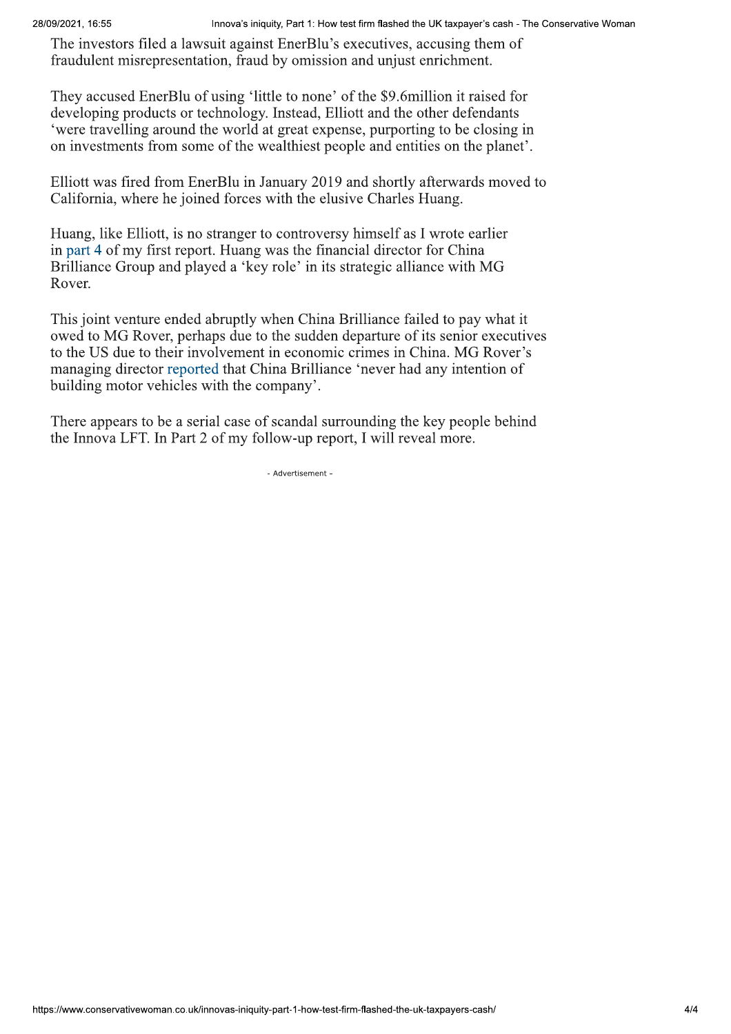The investors filed a lawsuit against EnerBlu's executives, accusing them of fraudulent misrepresentation, fraud by omission and unjust enrichment.

They accused EnerBlu of using 'little to none' of the $9.6million it raised for developing products or technology. Instead, Elliott and the other defendants 'were travelling around the world at great expense, purporting to be closing in on investments from some of the wealthiest people and entities on the planet'.

Elliott was fired from EnerBlu in January 2019 and shortly afterwards moved to California, where he joined forces with the elusive Charles Huang.

Huang, like Elliott, is no stranger to controversy himself as I wrote earlier in part 4 of my first report. Huang was the financial director for China Brilliance Group and played a 'key role' in its strategic alliance with MG Rover.

This joint venture ended abruptly when China Brilliance failed to pay what it owed to MG Rover, perhaps due to the sudden departure of its senior executives to the US due to their involvement in economic crimes in China. MG Rover's managing director reported that China Brilliance 'never had any intention of building motor vehicles with the company'.

There appears to be a serial case of scandal surrounding the key people behind the Innova LFT. In Part 2 of my follow-up report, I will reveal more.